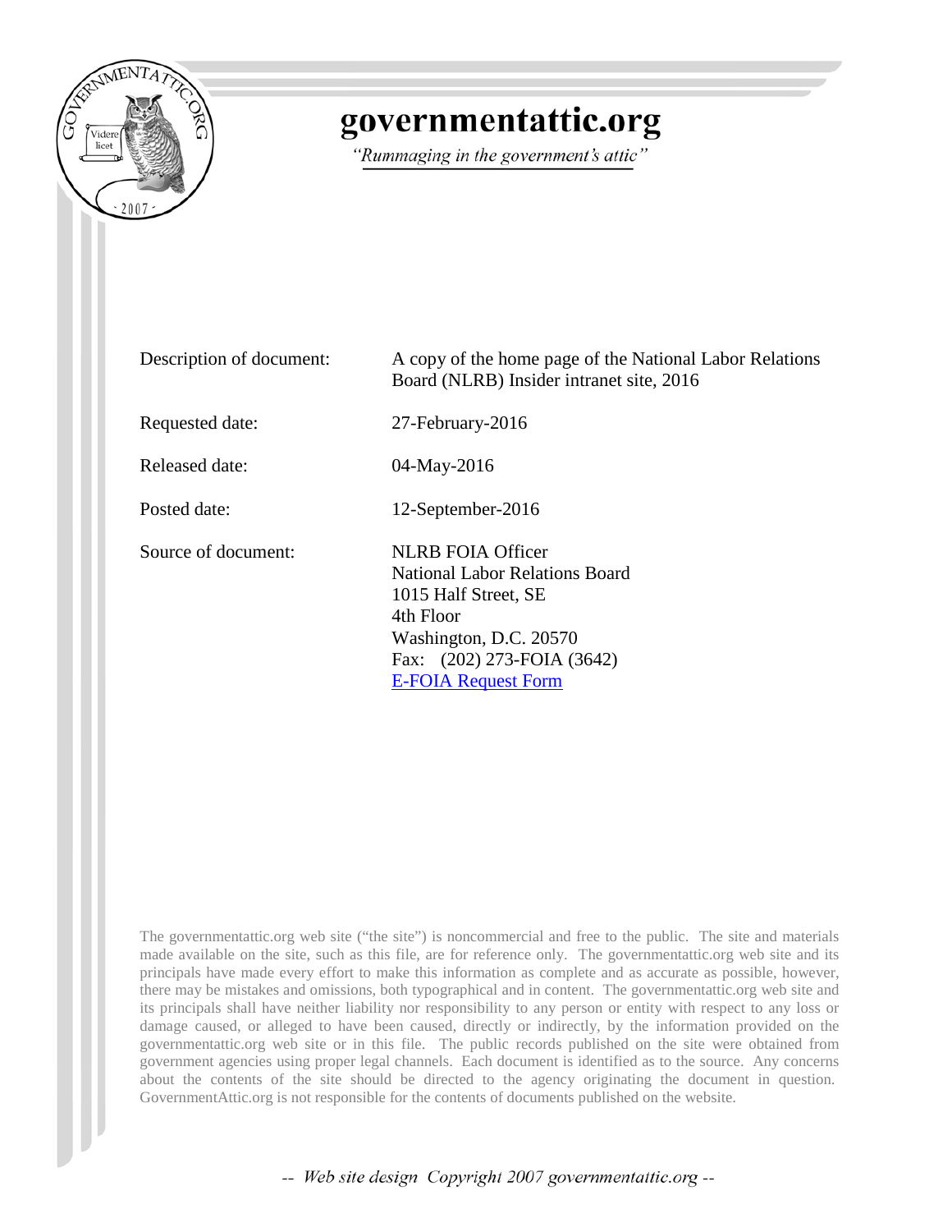# governmentattic.org

*"Rummaging in the government's attic"*

| | |
|---|---|
| Description of document: | A copy of the home page of the National Labor Relations Board (NLRB) Insider intranet site, 2016 |
| Requested date: | 27-February-2016 |
| Released date: | 04-May-2016 |
| Posted date: | 12-September-2016 |
| Source of document: | NLRB FOIA Officer<br>National Labor Relations Board<br>1015 Half Street, SE<br>4th Floor<br>Washington, D.C. 20570<br>Fax: (202) 273-FOIA (3642)<br>E-FOIA Request Form |

The governmentattic.org web site ("the site") is noncommercial and free to the public. The site and materials made available on the site, such as this file, are for reference only. The governmentattic.org web site and its principals have made every effort to make this information as complete and as accurate as possible, however, there may be mistakes and omissions, both typographical and in content. The governmentattic.org web site and its principals shall have neither liability nor responsibility to any person or entity with respect to any loss or damage caused, or alleged to have been caused, directly or indirectly, by the information provided on the governmentattic.org web site or in this file. The public records published on the site were obtained from government agencies using proper legal channels. Each document is identified as to the source. Any concerns about the contents of the site should be directed to the agency originating the document in question. GovernmentAttic.org is not responsible for the contents of documents published on the website.

-- Web site design Copyright 2007 governmentattic.org --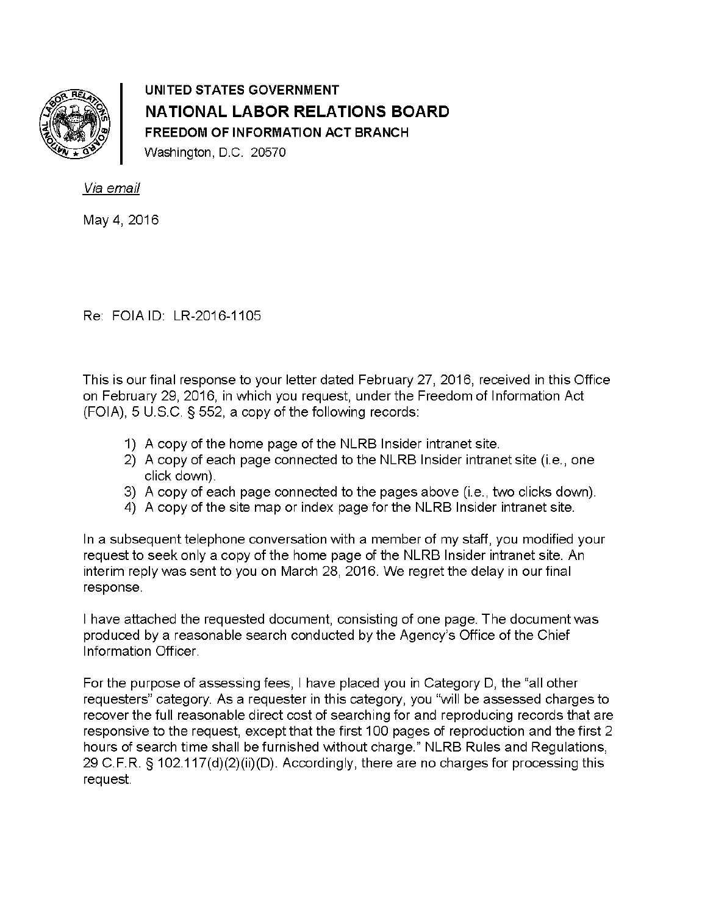**UNITED STATES GOVERNMENT**

**NATIONAL LABOR RELATIONS BOARD**

**FREEDOM OF INFORMATION ACT BRANCH**

Washington, D.C. 20570

*Via email*

May 4, 2016

Re: FOIA ID: LR-2016-1105

This is our final response to your letter dated February 27, 2016, received in this Office on February 29, 2016, in which you request, under the Freedom of Information Act (FOIA), 5 U.S.C. § 552, a copy of the following records:

1) A copy of the home page of the NLRB Insider intranet site.
2) A copy of each page connected to the NLRB Insider intranet site (i.e., one click down).
3) A copy of each page connected to the pages above (i.e., two clicks down).
4) A copy of the site map or index page for the NLRB Insider intranet site.

In a subsequent telephone conversation with a member of my staff, you modified your request to seek only a copy of the home page of the NLRB Insider intranet site. An interim reply was sent to you on March 28, 2016. We regret the delay in our final response.

I have attached the requested document, consisting of one page. The document was produced by a reasonable search conducted by the Agency's Office of the Chief Information Officer.

For the purpose of assessing fees, I have placed you in Category D, the "all other requesters" category. As a requester in this category, you "will be assessed charges to recover the full reasonable direct cost of searching for and reproducing records that are responsive to the request, except that the first 100 pages of reproduction and the first 2 hours of search time shall be furnished without charge." NLRB Rules and Regulations, 29 C.F.R. § 102.117(d)(2)(ii)(D). Accordingly, there are no charges for processing this request.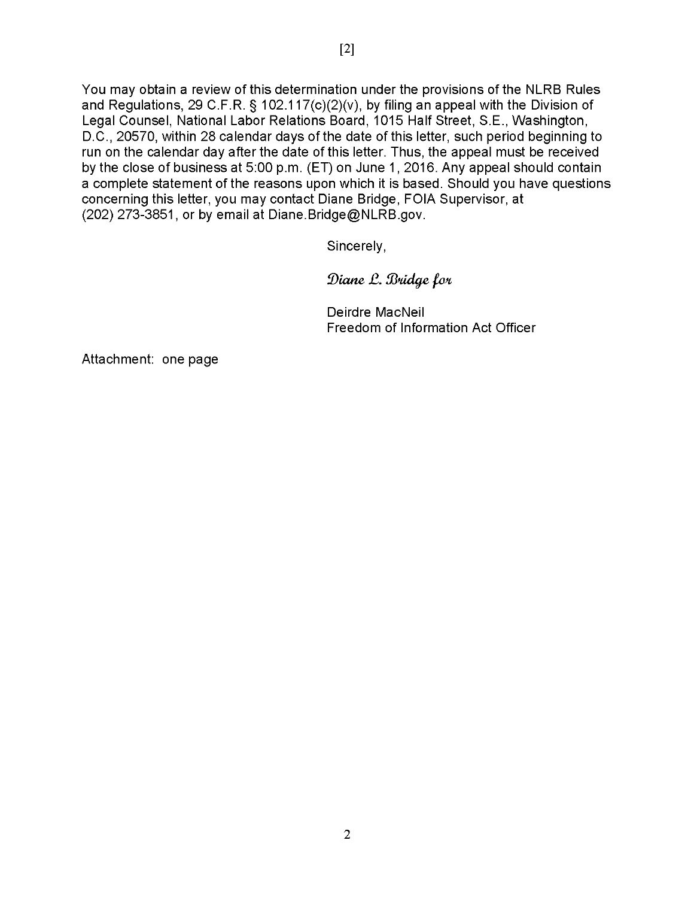You may obtain a review of this determination under the provisions of the NLRB Rules and Regulations, 29 C.F.R. § 102.117(c)(2)(v), by filing an appeal with the Division of Legal Counsel, National Labor Relations Board, 1015 Half Street, S.E., Washington, D.C., 20570, within 28 calendar days of the date of this letter, such period beginning to run on the calendar day after the date of this letter. Thus, the appeal must be received by the close of business at 5:00 p.m. (ET) on June 1, 2016. Any appeal should contain a complete statement of the reasons upon which it is based. Should you have questions concerning this letter, you may contact Diane Bridge, FOIA Supervisor, at (202) 273-3851, or by email at Diane.Bridge@NLRB.gov.

Sincerely,

*Diane L. Bridge for*

Deirdre MacNeil
Freedom of Information Act Officer

Attachment: one page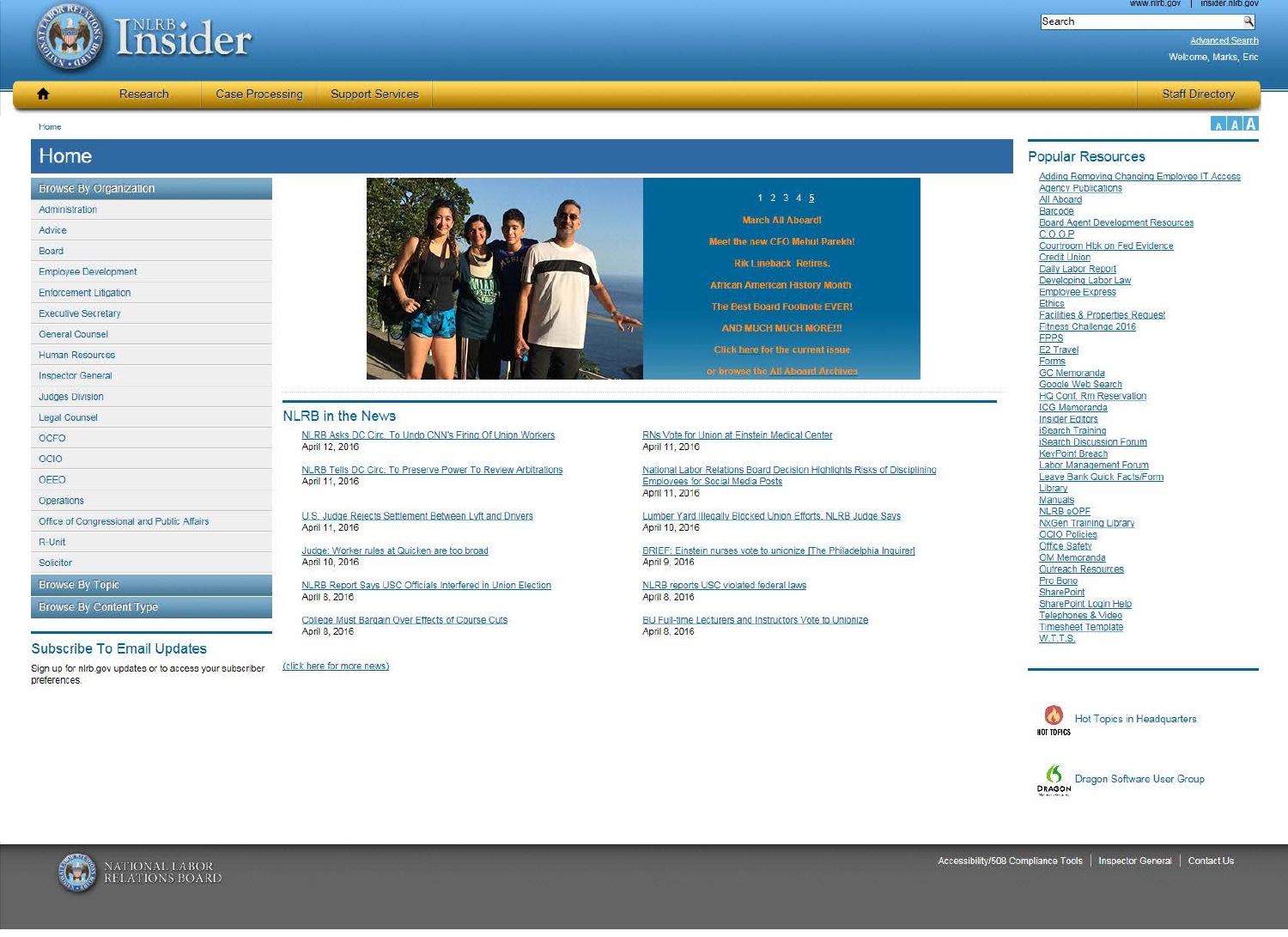www.nlrb.gov | insider.nlrb.gov

# NLRB Insider

Search

Advanced Search

Welcome, Marks, Eric

Research | Case Processing | Support Services | Staff Directory

Home

## Home

### Browse By Organization

- Administration
- Advice
- Board
- Employee Development
- Enforcement Litigation
- Executive Secretary
- General Counsel
- Human Resources
- Inspector General
- Judges Division
- Legal Counsel
- OCFO
- OCIO
- OEEO
- Operations
- Office of Congressional and Public Affairs
- R-Unit
- Solicitor

### Browse By Topic

### Browse By Content Type

### Subscribe To Email Updates

Sign up for nlrb.gov updates or to access your subscriber preferences.

1 2 3 4 5

March All Aboard!

Meet the new CFO Mehul Parekh!

Rik Lineback Retires.

African American History Month

The Best Board Footnote EVER!

AND MUCH MUCH MORE!!!

Click here for the current issue

or browse the All Aboard Archives

### NLRB in the News

NLRB Asks DC Circ. To Undo CNN's Firing Of Union Workers
April 12, 2016

NLRB Tells DC Circ. To Preserve Power To Review Arbitrations
April 11, 2016

U.S. Judge Rejects Settlement Between Lyft and Drivers
April 11, 2016

Judge: Worker rules at Quicken are too broad
April 10, 2016

NLRB Report Says USC Officials Interfered in Union Election
April 8, 2016

College Must Bargain Over Effects of Course Cuts
April 8, 2016

RNs Vote for Union at Einstein Medical Center
April 11, 2016

National Labor Relations Board Decision Highlights Risks of Disciplining Employees for Social Media Posts
April 11, 2016

Lumber Yard Illegally Blocked Union Efforts, NLRB Judge Says
April 10, 2016

BRIEF: Einstein nurses vote to unionize [The Philadelphia Inquirer]
April 9, 2016

NLRB reports USC violated federal laws
April 8, 2016

BU Full-time Lecturers and Instructors Vote to Unionize
April 8, 2016

(click here for more news)

### Popular Resources

- Adding Removing Changing Employee IT Access
- Agency Publications
- All Aboard
- Barcode
- Board Agent Development Resources
- C.O.O.P
- Courtroom Hbk on Fed Evidence
- Credit Union
- Daily Labor Report
- Developing Labor Law
- Employee Express
- Ethics
- Facilities & Properties Request
- Fitness Challenge 2016
- FPPS
- E2 Travel
- Forms
- GC Memoranda
- Google Web Search
- HQ Conf. Rm Reservation
- ICG Memoranda
- Insider Editors
- iSearch Training
- iSearch Discussion Forum
- KeyPoint Breach
- Labor Management Forum
- Leave Bank Quick Facts/Form
- Library
- Manuals
- NLRB eOPF
- NxGen Training Library
- OCIO Policies
- Office Safety
- OM Memoranda
- Outreach Resources
- Pro Bono
- SharePoint
- SharePoint Login Help
- Telephones & Video
- Timesheet Template
- W.T.T.S.

Hot Topics in Headquarters

Dragon Software User Group

NATIONAL LABOR RELATIONS BOARD

Accessibility/508 Compliance Tools | Inspector General | Contact Us